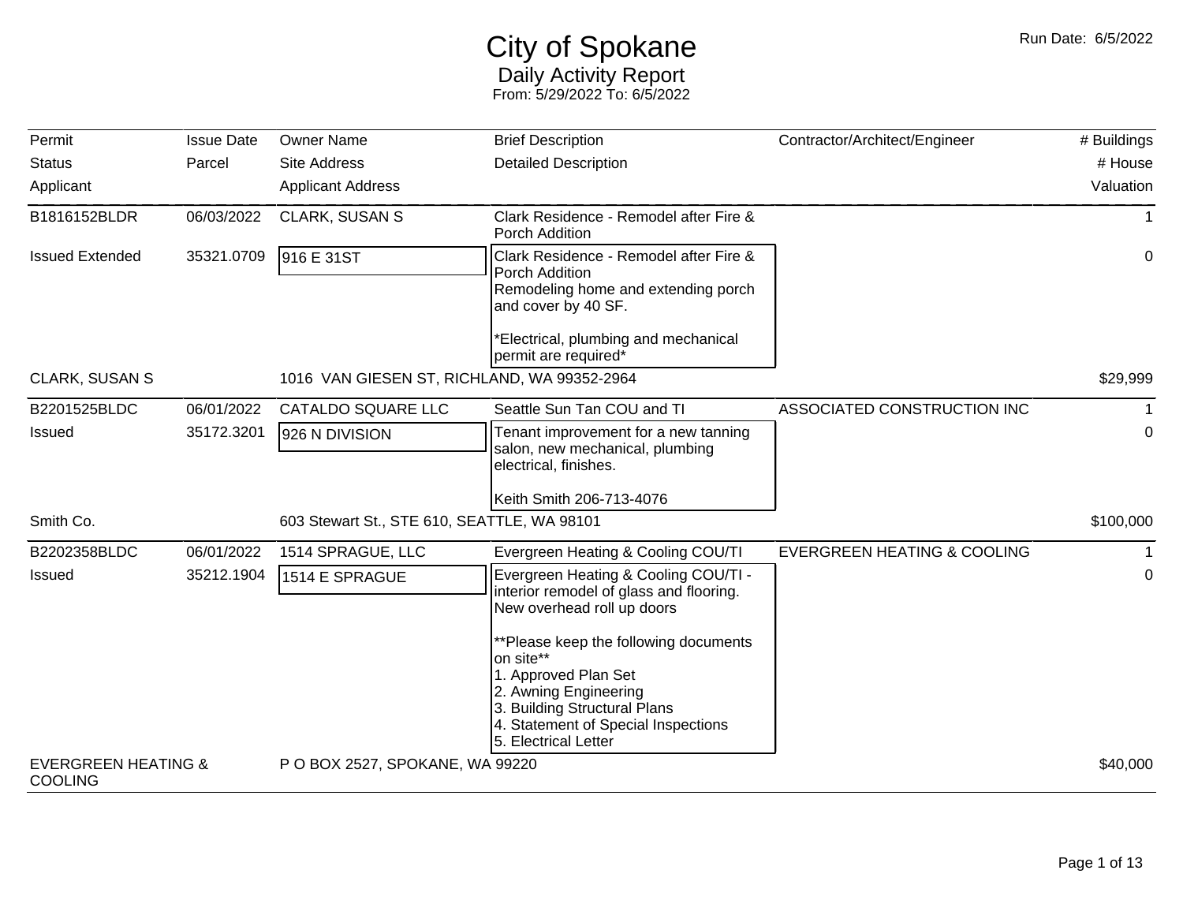# City of Spokane

## Daily Activity Report

From: 5/29/2022 To: 6/5/2022

Run Date: 6/5/2022

| Permit / Status / Applicant | Issue Date / Parcel | Owner Name / Site Address / Applicant Address | Brief Description / Detailed Description | Contractor/Architect/Engineer | # Buildings / # House / Valuation |
|---|---|---|---|---|---|
| B1816152BLDR | 06/03/2022 | CLARK, SUSAN S | Clark Residence - Remodel after Fire & Porch Addition | | 1 |
| Issued Extended | 35321.0709 | 916 E 31ST | Clark Residence - Remodel after Fire & Porch Addition<br>Remodeling home and extending porch and cover by 40 SF.<br><br>*Electrical, plumbing and mechanical permit are required* | | 0 |
| CLARK, SUSAN S | | 1016 VAN GIESEN ST, RICHLAND, WA 99352-2964 | | | $29,999 |
| B2201525BLDC | 06/01/2022 | CATALDO SQUARE LLC | Seattle Sun Tan COU and TI | ASSOCIATED CONSTRUCTION INC | 1 |
| Issued | 35172.3201 | 926 N DIVISION | Tenant improvement for a new tanning salon, new mechanical, plumbing electrical, finishes.<br><br>Keith Smith 206-713-4076 | | 0 |
| Smith Co. | | 603 Stewart St., STE 610, SEATTLE, WA 98101 | | | $100,000 |
| B2202358BLDC | 06/01/2022 | 1514 SPRAGUE, LLC | Evergreen Heating & Cooling COU/TI | EVERGREEN HEATING & COOLING | 1 |
| Issued | 35212.1904 | 1514 E SPRAGUE | Evergreen Heating & Cooling COU/TI - interior remodel of glass and flooring. New overhead roll up doors<br><br>**Please keep the following documents on site**<br>1. Approved Plan Set<br>2. Awning Engineering<br>3. Building Structural Plans<br>4. Statement of Special Inspections<br>5. Electrical Letter | | 0 |
| EVERGREEN HEATING & COOLING | | P O BOX 2527, SPOKANE, WA 99220 | | | $40,000 |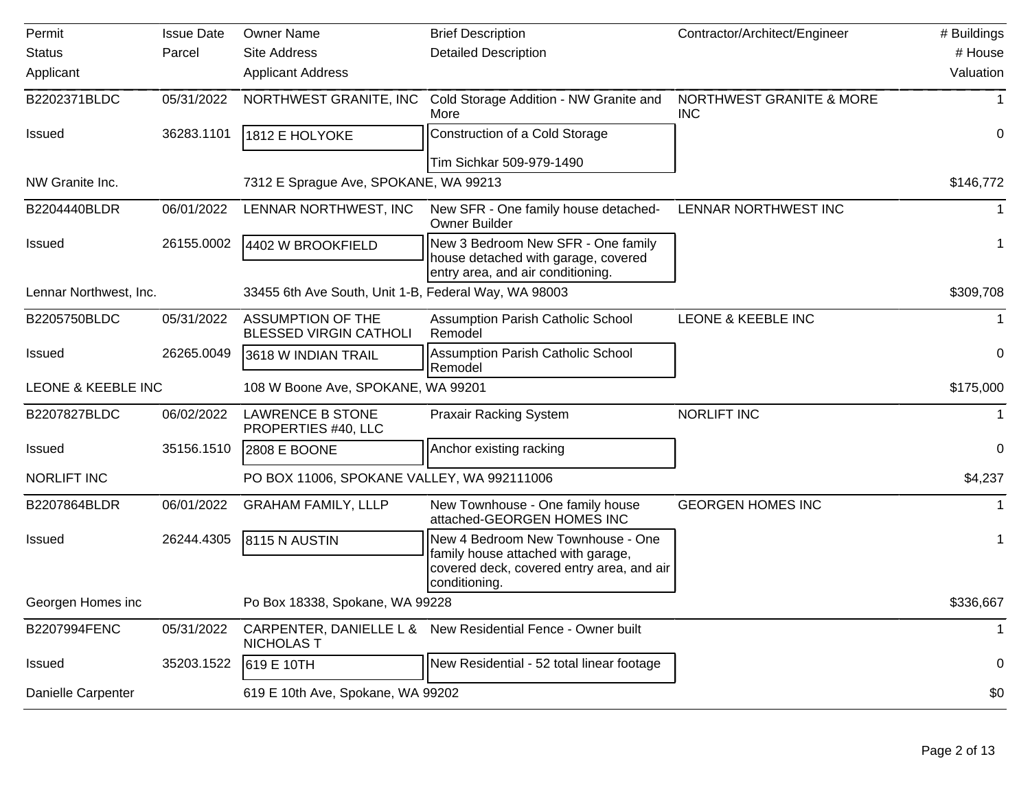| Permit<br>Status<br>Applicant | Issue Date<br>Parcel | Owner Name<br>Site Address<br>Applicant Address | Brief Description<br>Detailed Description | Contractor/Architect/Engineer | # Buildings<br># House<br>Valuation |
|---|---|---|---|---|---|
| B2202371BLDC | 05/31/2022 | NORTHWEST GRANITE, INC | Cold Storage Addition - NW Granite and More | NORTHWEST GRANITE & MORE INC | 1 |
| Issued | 36283.1101 | 1812 E HOLYOKE | Construction of a Cold Storage<br>Tim Sichkar 509-979-1490 | | 0 |
| NW Granite Inc. | | 7312 E Sprague Ave, SPOKANE, WA 99213 | | | $146,772 |
| B2204440BLDR | 06/01/2022 | LENNAR NORTHWEST, INC | New SFR - One family house detached-Owner Builder | LENNAR NORTHWEST INC | 1 |
| Issued | 26155.0002 | 4402 W BROOKFIELD | New 3 Bedroom New SFR - One family house detached with garage, covered entry area, and air conditioning. | | 1 |
| Lennar Northwest, Inc. | | 33455 6th Ave South, Unit 1-B, Federal Way, WA 98003 | | | $309,708 |
| B2205750BLDC | 05/31/2022 | ASSUMPTION OF THE BLESSED VIRGIN CATHOLI | Assumption Parish Catholic School Remodel | LEONE & KEEBLE INC | 1 |
| Issued | 26265.0049 | 3618 W INDIAN TRAIL | Assumption Parish Catholic School Remodel | | 0 |
| LEONE & KEEBLE INC | | 108 W Boone Ave, SPOKANE, WA 99201 | | | $175,000 |
| B2207827BLDC | 06/02/2022 | LAWRENCE B STONE PROPERTIES #40, LLC | Praxair Racking System | NORLIFT INC | 1 |
| Issued | 35156.1510 | 2808 E BOONE | Anchor existing racking | | 0 |
| NORLIFT INC | | PO BOX 11006, SPOKANE VALLEY, WA 992111006 | | | $4,237 |
| B2207864BLDR | 06/01/2022 | GRAHAM FAMILY, LLLP | New Townhouse - One family house attached-GEORGEN HOMES INC | GEORGEN HOMES INC | 1 |
| Issued | 26244.4305 | 8115 N AUSTIN | New 4 Bedroom New Townhouse - One family house attached with garage, covered deck, covered entry area, and air conditioning. | | 1 |
| Georgen Homes inc | | Po Box 18338, Spokane, WA 99228 | | | $336,667 |
| B2207994FENC | 05/31/2022 | CARPENTER, DANIELLE L & NICHOLAS T | New Residential Fence - Owner built | | 1 |
| Issued | 35203.1522 | 619 E 10TH | New Residential - 52 total linear footage | | 0 |
| Danielle Carpenter | | 619 E 10th Ave, Spokane, WA 99202 | | | $0 |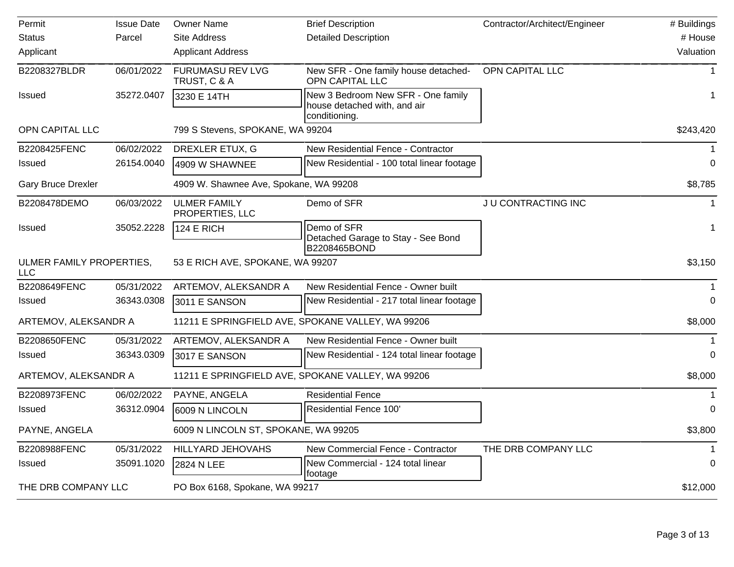| Permit<br>Status<br>Applicant | Issue Date<br>Parcel | Owner Name<br>Site Address<br>Applicant Address | Brief Description<br>Detailed Description | Contractor/Architect/Engineer | # Buildings<br># House<br>Valuation |
|---|---|---|---|---|---|
| B2208327BLDR | 06/01/2022 | FURUMASU REV LVG TRUST, C & A | New SFR - One family house detached- OPN CAPITAL LLC | OPN CAPITAL LLC | 1 |
| Issued | 35272.0407 | 3230 E 14TH | New 3 Bedroom New SFR - One family house detached with, and air conditioning. | | 1 |
| OPN CAPITAL LLC | | 799 S Stevens, SPOKANE, WA 99204 | | | $243,420 |
| B2208425FENC | 06/02/2022 | DREXLER ETUX, G | New Residential Fence - Contractor | | 1 |
| Issued | 26154.0040 | 4909 W SHAWNEE | New Residential - 100 total linear footage | | 0 |
| Gary Bruce Drexler | | 4909 W. Shawnee Ave, Spokane, WA 99208 | | | $8,785 |
| B2208478DEMO | 06/03/2022 | ULMER FAMILY PROPERTIES, LLC | Demo of SFR | J U CONTRACTING INC | 1 |
| Issued | 35052.2228 | 124 E RICH | Demo of SFR<br>Detached Garage to Stay - See Bond B2208465BOND | | 1 |
| ULMER FAMILY PROPERTIES, LLC | | 53 E RICH AVE, SPOKANE, WA 99207 | | | $3,150 |
| B2208649FENC | 05/31/2022 | ARTEMOV, ALEKSANDR A | New Residential Fence - Owner built | | 1 |
| Issued | 36343.0308 | 3011 E SANSON | New Residential - 217 total linear footage | | 0 |
| ARTEMOV, ALEKSANDR A | | 11211 E SPRINGFIELD AVE, SPOKANE VALLEY, WA 99206 | | | $8,000 |
| B2208650FENC | 05/31/2022 | ARTEMOV, ALEKSANDR A | New Residential Fence - Owner built | | 1 |
| Issued | 36343.0309 | 3017 E SANSON | New Residential - 124 total linear footage | | 0 |
| ARTEMOV, ALEKSANDR A | | 11211 E SPRINGFIELD AVE, SPOKANE VALLEY, WA 99206 | | | $8,000 |
| B2208973FENC | 06/02/2022 | PAYNE, ANGELA | Residential Fence | | 1 |
| Issued | 36312.0904 | 6009 N LINCOLN | Residential Fence 100' | | 0 |
| PAYNE, ANGELA | | 6009 N LINCOLN ST, SPOKANE, WA 99205 | | | $3,800 |
| B2208988FENC | 05/31/2022 | HILLYARD JEHOVAHS | New Commercial Fence - Contractor | THE DRB COMPANY LLC | 1 |
| Issued | 35091.1020 | 2824 N LEE | New Commercial - 124 total linear footage | | 0 |
| THE DRB COMPANY LLC | | PO Box 6168, Spokane, WA 99217 | | | $12,000 |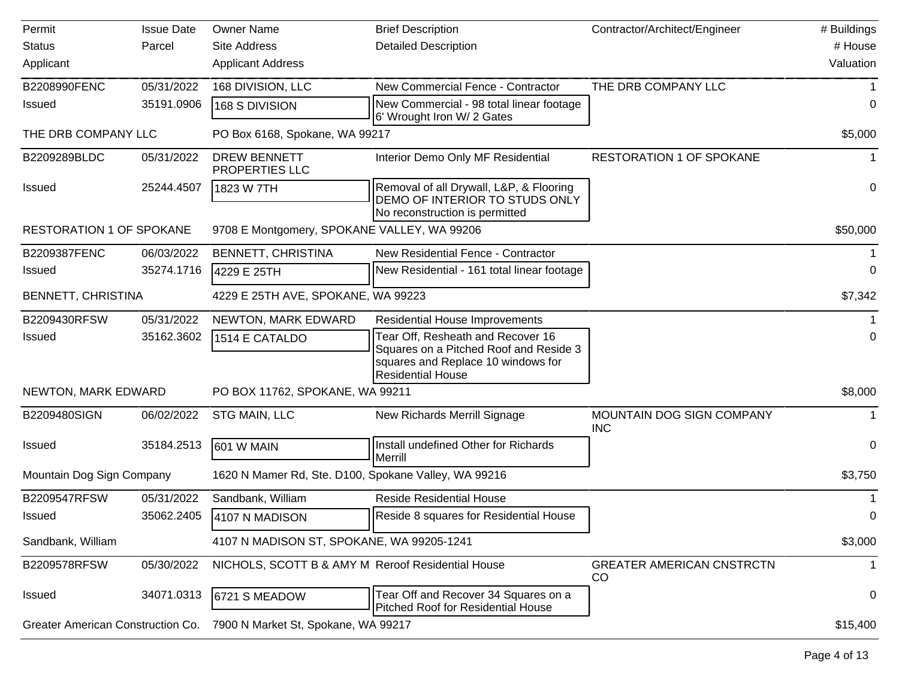| Permit | Issue Date | Owner Name | Brief Description | Contractor/Architect/Engineer | # Buildings |
|---|---|---|---|---|---|
| Status | Parcel | Site Address | Detailed Description | | # House |
| Applicant | | Applicant Address | | | Valuation |
| B2208990FENC | 05/31/2022 | 168 DIVISION, LLC | New Commercial Fence - Contractor | THE DRB COMPANY LLC | 1 |
| Issued | 35191.0906 | 168 S DIVISION | New Commercial - 98 total linear footage 6' Wrought Iron W/ 2 Gates | | 0 |
| THE DRB COMPANY LLC | | PO Box 6168, Spokane, WA 99217 | | | $5,000 |
| B2209289BLDC | 05/31/2022 | DREW BENNETT PROPERTIES LLC | Interior Demo Only MF Residential | RESTORATION 1 OF SPOKANE | 1 |
| Issued | 25244.4507 | 1823 W 7TH | Removal of all Drywall, L&P, & Flooring DEMO OF INTERIOR TO STUDS ONLY No reconstruction is permitted | | 0 |
| RESTORATION 1 OF SPOKANE | | 9708 E Montgomery, SPOKANE VALLEY, WA 99206 | | | $50,000 |
| B2209387FENC | 06/03/2022 | BENNETT, CHRISTINA | New Residential Fence - Contractor | | 1 |
| Issued | 35274.1716 | 4229 E 25TH | New Residential - 161 total linear footage | | 0 |
| BENNETT, CHRISTINA | | 4229 E 25TH AVE, SPOKANE, WA 99223 | | | $7,342 |
| B2209430RFSW | 05/31/2022 | NEWTON, MARK EDWARD | Residential House Improvements | | 1 |
| Issued | 35162.3602 | 1514 E CATALDO | Tear Off, Resheath and Recover 16 Squares on a Pitched Roof and Reside 3 squares and Replace 10 windows for Residential House | | 0 |
| NEWTON, MARK EDWARD | | PO BOX 11762, SPOKANE, WA 99211 | | | $8,000 |
| B2209480SIGN | 06/02/2022 | STG MAIN, LLC | New Richards Merrill Signage | MOUNTAIN DOG SIGN COMPANY INC | 1 |
| Issued | 35184.2513 | 601 W MAIN | Install undefined Other for Richards Merrill | | 0 |
| Mountain Dog Sign Company | | 1620 N Mamer Rd, Ste. D100, Spokane Valley, WA 99216 | | | $3,750 |
| B2209547RFSW | 05/31/2022 | Sandbank, William | Reside Residential House | | 1 |
| Issued | 35062.2405 | 4107 N MADISON | Reside 8 squares for Residential House | | 0 |
| Sandbank, William | | 4107 N MADISON ST, SPOKANE, WA 99205-1241 | | | $3,000 |
| B2209578RFSW | 05/30/2022 | NICHOLS, SCOTT B & AMY M | Reroof Residential House | GREATER AMERICAN CNSTRCTN CO | 1 |
| Issued | 34071.0313 | 6721 S MEADOW | Tear Off and Recover 34 Squares on a Pitched Roof for Residential House | | 0 |
| Greater American Construction Co. | | 7900 N Market St, Spokane, WA 99217 | | | $15,400 |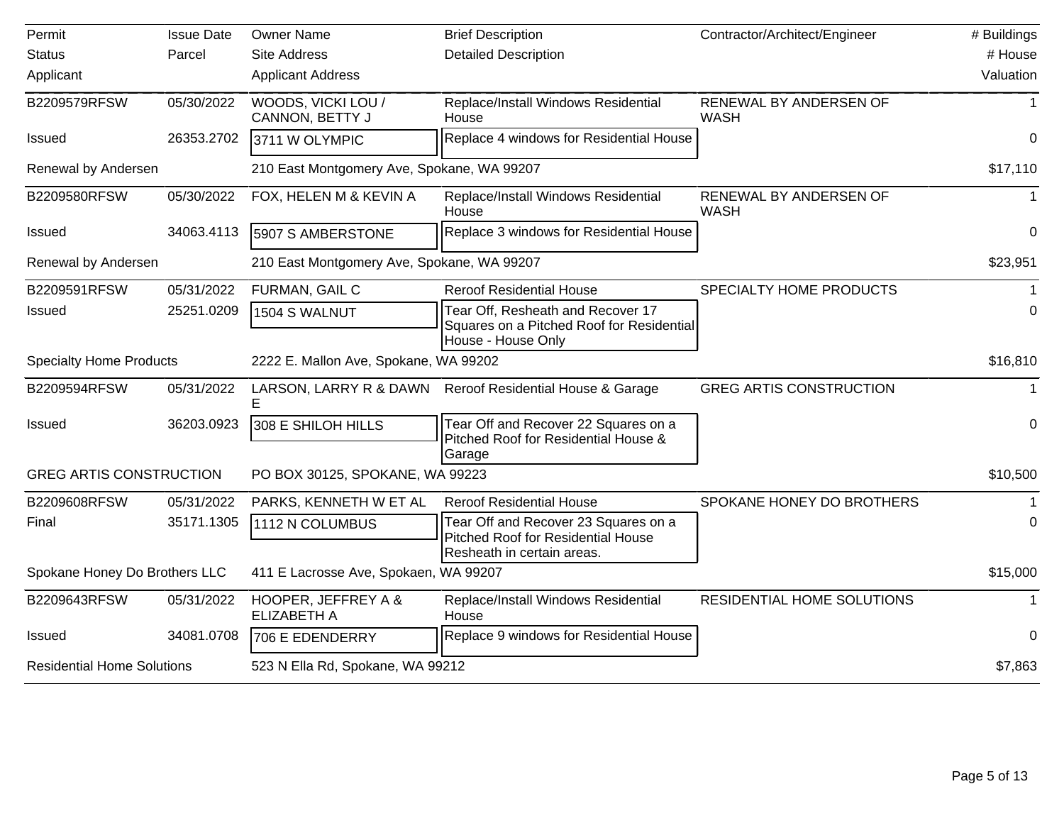| Permit<br>Status<br>Applicant | Issue Date<br>Parcel | Owner Name<br>Site Address<br>Applicant Address | Brief Description<br>Detailed Description | Contractor/Architect/Engineer | # Buildings<br># House<br>Valuation |
|---|---|---|---|---|---|
| B2209579RFSW | 05/30/2022 | WOODS, VICKI LOU / CANNON, BETTY J | Replace/Install Windows Residential House | RENEWAL BY ANDERSEN OF WASH | 1 |
| Issued | 26353.2702 | 3711 W OLYMPIC | Replace 4 windows for Residential House | | 0 |
| Renewal by Andersen | | 210 East Montgomery Ave, Spokane, WA 99207 | | | $17,110 |
| B2209580RFSW | 05/30/2022 | FOX, HELEN M & KEVIN A | Replace/Install Windows Residential House | RENEWAL BY ANDERSEN OF WASH | 1 |
| Issued | 34063.4113 | 5907 S AMBERSTONE | Replace 3 windows for Residential House | | 0 |
| Renewal by Andersen | | 210 East Montgomery Ave, Spokane, WA 99207 | | | $23,951 |
| B2209591RFSW | 05/31/2022 | FURMAN, GAIL C | Reroof Residential House | SPECIALTY HOME PRODUCTS | 1 |
| Issued | 25251.0209 | 1504 S WALNUT | Tear Off, Resheath and Recover 17 Squares on a Pitched Roof for Residential House - House Only | | 0 |
| Specialty Home Products | | 2222 E. Mallon Ave, Spokane, WA 99202 | | | $16,810 |
| B2209594RFSW | 05/31/2022 | LARSON, LARRY R & DAWN E | Reroof Residential House & Garage | GREG ARTIS CONSTRUCTION | 1 |
| Issued | 36203.0923 | 308 E SHILOH HILLS | Tear Off and Recover 22 Squares on a Pitched Roof for Residential House & Garage | | 0 |
| GREG ARTIS CONSTRUCTION | | PO BOX 30125, SPOKANE, WA 99223 | | | $10,500 |
| B2209608RFSW | 05/31/2022 | PARKS, KENNETH W ET AL | Reroof Residential House | SPOKANE HONEY DO BROTHERS | 1 |
| Final | 35171.1305 | 1112 N COLUMBUS | Tear Off and Recover 23 Squares on a Pitched Roof for Residential House Resheath in certain areas. | | 0 |
| Spokane Honey Do Brothers LLC | | 411 E Lacrosse Ave, Spokaen, WA 99207 | | | $15,000 |
| B2209643RFSW | 05/31/2022 | HOOPER, JEFFREY A & ELIZABETH A | Replace/Install Windows Residential House | RESIDENTIAL HOME SOLUTIONS | 1 |
| Issued | 34081.0708 | 706 E EDENDERRY | Replace 9 windows for Residential House | | 0 |
| Residential Home Solutions | | 523 N Ella Rd, Spokane, WA 99212 | | | $7,863 |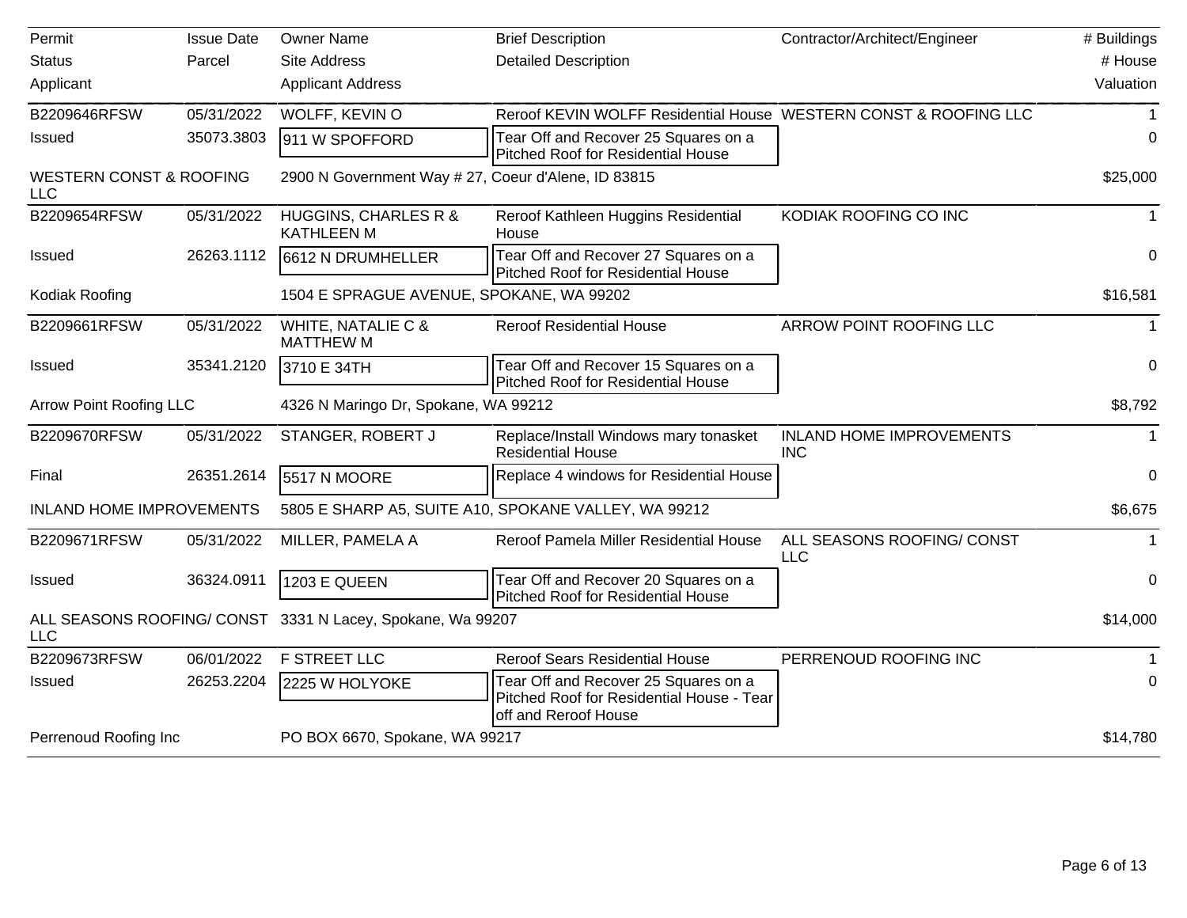| Permit / Status / Applicant | Issue Date / Parcel | Owner Name / Site Address / Applicant Address | Brief Description / Detailed Description | Contractor/Architect/Engineer | # Buildings / # House / Valuation |
|---|---|---|---|---|---|
| B2209646RFSW | 05/31/2022 | WOLFF, KEVIN O | Reroof KEVIN WOLFF Residential House | WESTERN CONST & ROOFING LLC | 1 |
| Issued | 35073.3803 | 911 W SPOFFORD | Tear Off and Recover 25 Squares on a Pitched Roof for Residential House | | 0 |
| WESTERN CONST & ROOFING LLC | | 2900 N Government Way # 27, Coeur d'Alene, ID 83815 | | | $25,000 |
| B2209654RFSW | 05/31/2022 | HUGGINS, CHARLES R & KATHLEEN M | Reroof Kathleen Huggins Residential House | KODIAK ROOFING CO INC | 1 |
| Issued | 26263.1112 | 6612 N DRUMHELLER | Tear Off and Recover 27 Squares on a Pitched Roof for Residential House | | 0 |
| Kodiak Roofing | | 1504 E SPRAGUE AVENUE, SPOKANE, WA 99202 | | | $16,581 |
| B2209661RFSW | 05/31/2022 | WHITE, NATALIE C & MATTHEW M | Reroof Residential House | ARROW POINT ROOFING LLC | 1 |
| Issued | 35341.2120 | 3710 E 34TH | Tear Off and Recover 15 Squares on a Pitched Roof for Residential House | | 0 |
| Arrow Point Roofing LLC | | 4326 N Maringo Dr, Spokane, WA 99212 | | | $8,792 |
| B2209670RFSW | 05/31/2022 | STANGER, ROBERT J | Replace/Install Windows mary tonasket Residential House | INLAND HOME IMPROVEMENTS INC | 1 |
| Final | 26351.2614 | 5517 N MOORE | Replace 4 windows for Residential House | | 0 |
| INLAND HOME IMPROVEMENTS | | 5805 E SHARP A5, SUITE A10, SPOKANE VALLEY, WA 99212 | | | $6,675 |
| B2209671RFSW | 05/31/2022 | MILLER, PAMELA A | Reroof Pamela Miller Residential House | ALL SEASONS ROOFING/ CONST LLC | 1 |
| Issued | 36324.0911 | 1203 E QUEEN | Tear Off and Recover 20 Squares on a Pitched Roof for Residential House | | 0 |
| ALL SEASONS ROOFING/ CONST LLC | | 3331 N Lacey, Spokane, Wa 99207 | | | $14,000 |
| B2209673RFSW | 06/01/2022 | F STREET LLC | Reroof Sears Residential House | PERRENOUD ROOFING INC | 1 |
| Issued | 26253.2204 | 2225 W HOLYOKE | Tear Off and Recover 25 Squares on a Pitched Roof for Residential House - Tear off and Reroof House | | 0 |
| Perrenoud Roofing Inc | | PO BOX 6670, Spokane, WA 99217 | | | $14,780 |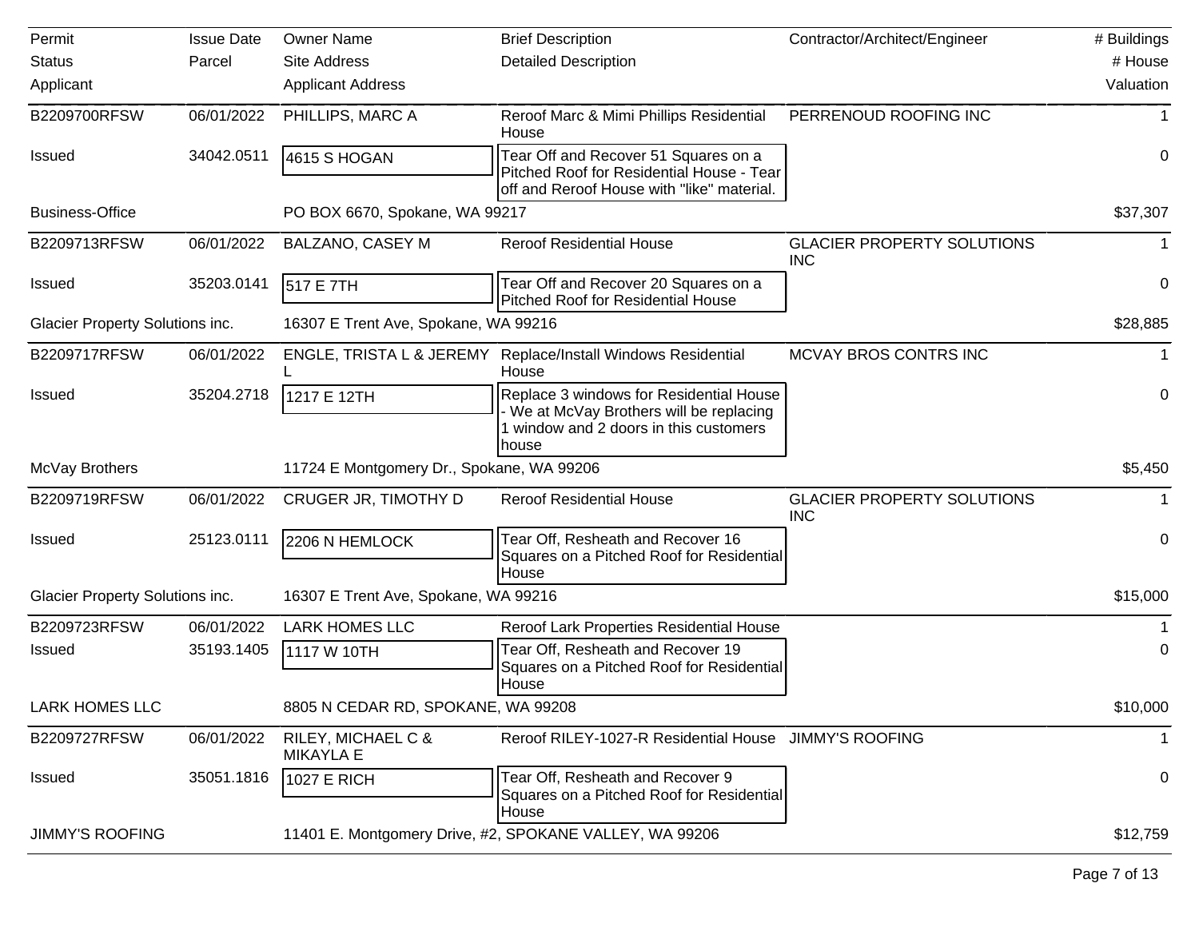| Permit<br>Status<br>Applicant | Issue Date<br>Parcel | Owner Name<br>Site Address<br>Applicant Address | Brief Description<br>Detailed Description | Contractor/Architect/Engineer | # Buildings<br># House<br>Valuation |
|---|---|---|---|---|---|
| B2209700RFSW | 06/01/2022 | PHILLIPS, MARC A | Reroof Marc & Mimi Phillips Residential House | PERRENOUD ROOFING INC | 1 |
| Issued | 34042.0511 | 4615 S HOGAN | Tear Off and Recover 51 Squares on a Pitched Roof for Residential House - Tear off and Reroof House with "like" material. | | 0 |
| Business-Office | | PO BOX 6670, Spokane, WA 99217 | | | $37,307 |
| B2209713RFSW | 06/01/2022 | BALZANO, CASEY M | Reroof Residential House | GLACIER PROPERTY SOLUTIONS INC | 1 |
| Issued | 35203.0141 | 517 E 7TH | Tear Off and Recover 20 Squares on a Pitched Roof for Residential House | | 0 |
| Glacier Property Solutions inc. | | 16307 E Trent Ave, Spokane, WA 99216 | | | $28,885 |
| B2209717RFSW | 06/01/2022 | ENGLE, TRISTA L & JEREMY L | Replace/Install Windows Residential House | MCVAY BROS CONTRS INC | 1 |
| Issued | 35204.2718 | 1217 E 12TH | Replace 3 windows for Residential House - We at McVay Brothers will be replacing 1 window and 2 doors in this customers house | | 0 |
| McVay Brothers | | 11724 E Montgomery Dr., Spokane, WA 99206 | | | $5,450 |
| B2209719RFSW | 06/01/2022 | CRUGER JR, TIMOTHY D | Reroof Residential House | GLACIER PROPERTY SOLUTIONS INC | 1 |
| Issued | 25123.0111 | 2206 N HEMLOCK | Tear Off, Resheath and Recover 16 Squares on a Pitched Roof for Residential House | | 0 |
| Glacier Property Solutions inc. | | 16307 E Trent Ave, Spokane, WA 99216 | | | $15,000 |
| B2209723RFSW | 06/01/2022 | LARK HOMES LLC | Reroof Lark Properties Residential House | | 1 |
| Issued | 35193.1405 | 1117 W 10TH | Tear Off, Resheath and Recover 19 Squares on a Pitched Roof for Residential House | | 0 |
| LARK HOMES LLC | | 8805 N CEDAR RD, SPOKANE, WA 99208 | | | $10,000 |
| B2209727RFSW | 06/01/2022 | RILEY, MICHAEL C & MIKAYLA E | Reroof RILEY-1027-R Residential House | JIMMY'S ROOFING | 1 |
| Issued | 35051.1816 | 1027 E RICH | Tear Off, Resheath and Recover 9 Squares on a Pitched Roof for Residential House | | 0 |
| JIMMY'S ROOFING | | 11401 E. Montgomery Drive, #2, SPOKANE VALLEY, WA 99206 | | | $12,759 |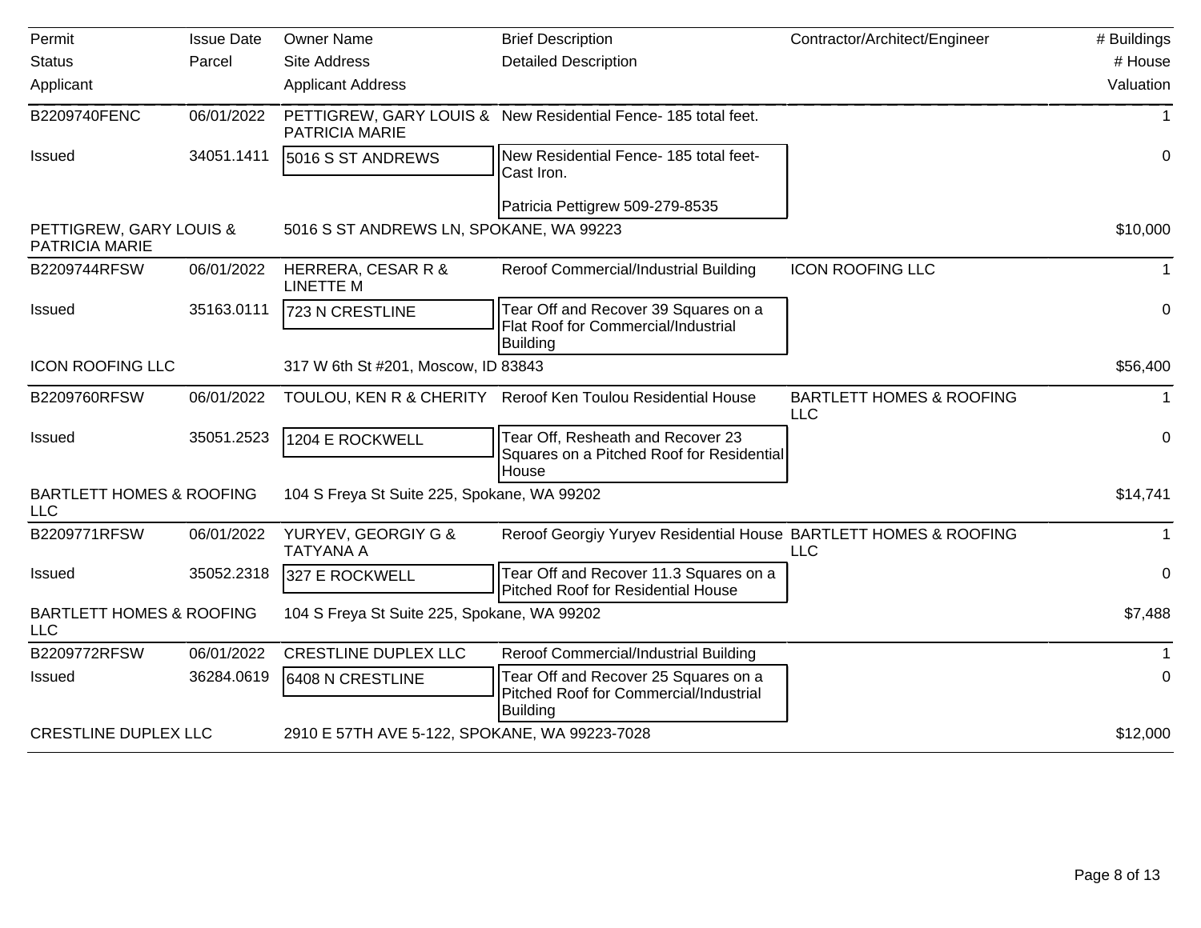| Permit<br>Status<br>Applicant | Issue Date<br>Parcel | Owner Name<br>Site Address<br>Applicant Address | Brief Description<br>Detailed Description | Contractor/Architect/Engineer | # Buildings<br># House<br>Valuation |
|---|---|---|---|---|---|
| B2209740FENC | 06/01/2022 | PETTIGREW, GARY LOUIS & PATRICIA MARIE | New Residential Fence- 185 total feet. | | 1 |
| Issued | 34051.1411 | 5016 S ST ANDREWS | New Residential Fence- 185 total feet- Cast Iron.<br><br>Patricia Pettigrew 509-279-8535 | | 0 |
| PETTIGREW, GARY LOUIS & PATRICIA MARIE | | 5016 S ST ANDREWS LN, SPOKANE, WA 99223 | | | $10,000 |
| B2209744RFSW | 06/01/2022 | HERRERA, CESAR R & LINETTE M | Reroof Commercial/Industrial Building | ICON ROOFING LLC | 1 |
| Issued | 35163.0111 | 723 N CRESTLINE | Tear Off and Recover 39 Squares on a Flat Roof for Commercial/Industrial Building | | 0 |
| ICON ROOFING LLC | | 317 W 6th St #201, Moscow, ID 83843 | | | $56,400 |
| B2209760RFSW | 06/01/2022 | TOULOU, KEN R & CHERITY | Reroof Ken Toulou Residential House | BARTLETT HOMES & ROOFING LLC | 1 |
| Issued | 35051.2523 | 1204 E ROCKWELL | Tear Off, Resheath and Recover 23 Squares on a Pitched Roof for Residential House | | 0 |
| BARTLETT HOMES & ROOFING LLC | | 104 S Freya St Suite 225, Spokane, WA 99202 | | | $14,741 |
| B2209771RFSW | 06/01/2022 | YURYEV, GEORGIY G & TATYANA A | Reroof Georgiy Yuryev Residential House | BARTLETT HOMES & ROOFING LLC | 1 |
| Issued | 35052.2318 | 327 E ROCKWELL | Tear Off and Recover 11.3 Squares on a Pitched Roof for Residential House | | 0 |
| BARTLETT HOMES & ROOFING LLC | | 104 S Freya St Suite 225, Spokane, WA 99202 | | | $7,488 |
| B2209772RFSW | 06/01/2022 | CRESTLINE DUPLEX LLC | Reroof Commercial/Industrial Building | | 1 |
| Issued | 36284.0619 | 6408 N CRESTLINE | Tear Off and Recover 25 Squares on a Pitched Roof for Commercial/Industrial Building | | 0 |
| CRESTLINE DUPLEX LLC | | 2910 E 57TH AVE 5-122, SPOKANE, WA 99223-7028 | | | $12,000 |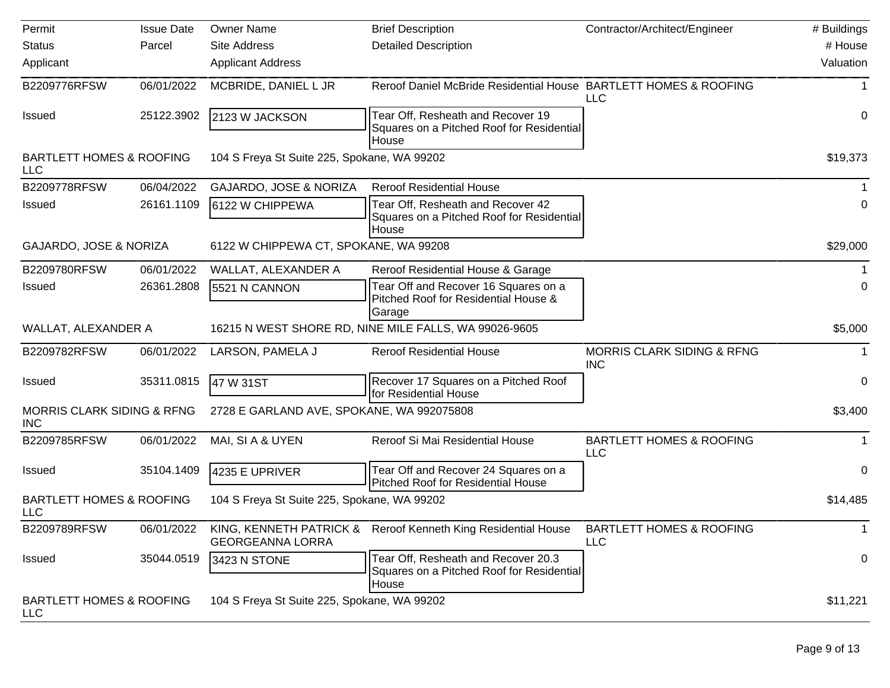| Permit<br>Status<br>Applicant | Issue Date<br>Parcel | Owner Name<br>Site Address<br>Applicant Address | Brief Description<br>Detailed Description | Contractor/Architect/Engineer | # Buildings<br># House<br>Valuation |
|---|---|---|---|---|---|
| B2209776RFSW | 06/01/2022 | MCBRIDE, DANIEL L JR | Reroof Daniel McBride Residential House | BARTLETT HOMES & ROOFING LLC | 1 |
| Issued | 25122.3902 | 2123 W JACKSON | Tear Off, Resheath and Recover 19 Squares on a Pitched Roof for Residential House | | 0 |
| BARTLETT HOMES & ROOFING LLC | | 104 S Freya St Suite 225, Spokane, WA 99202 | | | $19,373 |
| B2209778RFSW | 06/04/2022 | GAJARDO, JOSE & NORIZA | Reroof Residential House | | 1 |
| Issued | 26161.1109 | 6122 W CHIPPEWA | Tear Off, Resheath and Recover 42 Squares on a Pitched Roof for Residential House | | 0 |
| GAJARDO, JOSE & NORIZA | | 6122 W CHIPPEWA CT, SPOKANE, WA 99208 | | | $29,000 |
| B2209780RFSW | 06/01/2022 | WALLAT, ALEXANDER A | Reroof Residential House & Garage | | 1 |
| Issued | 26361.2808 | 5521 N CANNON | Tear Off and Recover 16 Squares on a Pitched Roof for Residential House & Garage | | 0 |
| WALLAT, ALEXANDER A | | 16215 N WEST SHORE RD, NINE MILE FALLS, WA 99026-9605 | | | $5,000 |
| B2209782RFSW | 06/01/2022 | LARSON, PAMELA J | Reroof Residential House | MORRIS CLARK SIDING & RFNG INC | 1 |
| Issued | 35311.0815 | 47 W 31ST | Recover 17 Squares on a Pitched Roof for Residential House | | 0 |
| MORRIS CLARK SIDING & RFNG INC | | 2728 E GARLAND AVE, SPOKANE, WA 992075808 | | | $3,400 |
| B2209785RFSW | 06/01/2022 | MAI, SI A & UYEN | Reroof Si Mai Residential House | BARTLETT HOMES & ROOFING LLC | 1 |
| Issued | 35104.1409 | 4235 E UPRIVER | Tear Off and Recover 24 Squares on a Pitched Roof for Residential House | | 0 |
| BARTLETT HOMES & ROOFING LLC | | 104 S Freya St Suite 225, Spokane, WA 99202 | | | $14,485 |
| B2209789RFSW | 06/01/2022 | KING, KENNETH PATRICK & GEORGEANNA LORRA | Reroof Kenneth King Residential House | BARTLETT HOMES & ROOFING LLC | 1 |
| Issued | 35044.0519 | 3423 N STONE | Tear Off, Resheath and Recover 20.3 Squares on a Pitched Roof for Residential House | | 0 |
| BARTLETT HOMES & ROOFING LLC | | 104 S Freya St Suite 225, Spokane, WA 99202 | | | $11,221 |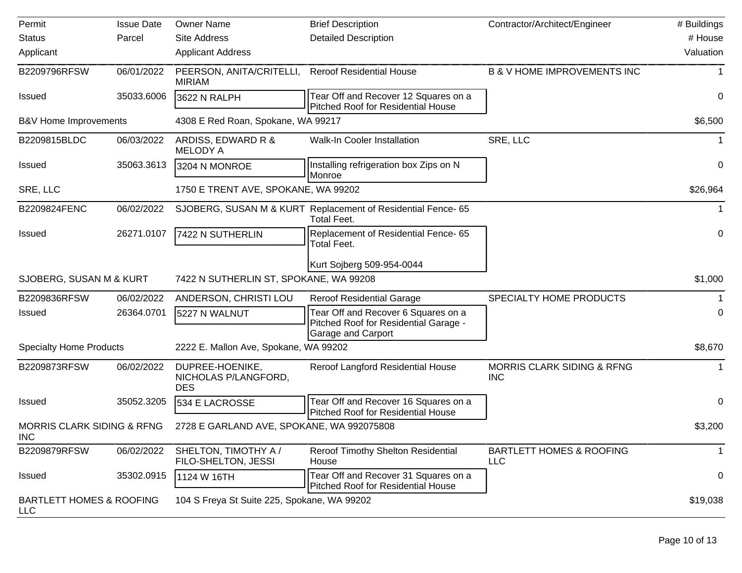| Permit<br>Status<br>Applicant | Issue Date<br>Parcel | Owner Name<br>Site Address<br>Applicant Address | Brief Description<br>Detailed Description | Contractor/Architect/Engineer | # Buildings<br># House<br>Valuation |
|---|---|---|---|---|---|
| B2209796RFSW | 06/01/2022 | PEERSON, ANITA/CRITELLI, MIRIAM | Reroof Residential House | B & V HOME IMPROVEMENTS INC | 1 |
| Issued | 35033.6006 | 3622 N RALPH | Tear Off and Recover 12 Squares on a Pitched Roof for Residential House | | 0 |
| B&V Home Improvements | | 4308 E Red Roan, Spokane, WA 99217 | | | $6,500 |
| B2209815BLDC | 06/03/2022 | ARDISS, EDWARD R & MELODY A | Walk-In Cooler Installation | SRE, LLC | 1 |
| Issued | 35063.3613 | 3204 N MONROE | Installing refrigeration box Zips on N Monroe | | 0 |
| SRE, LLC | | 1750 E TRENT AVE, SPOKANE, WA 99202 | | | $26,964 |
| B2209824FENC | 06/02/2022 | SJOBERG, SUSAN M & KURT | Replacement of Residential Fence- 65 Total Feet. | | 1 |
| Issued | 26271.0107 | 7422 N SUTHERLIN | Replacement of Residential Fence- 65 Total Feet.<br><br>Kurt Sojberg 509-954-0044 | | 0 |
| SJOBERG, SUSAN M & KURT | | 7422 N SUTHERLIN ST, SPOKANE, WA 99208 | | | $1,000 |
| B2209836RFSW | 06/02/2022 | ANDERSON, CHRISTI LOU | Reroof Residential Garage | SPECIALTY HOME PRODUCTS | 1 |
| Issued | 26364.0701 | 5227 N WALNUT | Tear Off and Recover 6 Squares on a Pitched Roof for Residential Garage - Garage and Carport | | 0 |
| Specialty Home Products | | 2222 E. Mallon Ave, Spokane, WA 99202 | | | $8,670 |
| B2209873RFSW | 06/02/2022 | DUPREE-HOENIKE, NICHOLAS P/LANGFORD, DES | Reroof Langford Residential House | MORRIS CLARK SIDING & RFNG INC | 1 |
| Issued | 35052.3205 | 534 E LACROSSE | Tear Off and Recover 16 Squares on a Pitched Roof for Residential House | | 0 |
| MORRIS CLARK SIDING & RFNG INC | | 2728 E GARLAND AVE, SPOKANE, WA 992075808 | | | $3,200 |
| B2209879RFSW | 06/02/2022 | SHELTON, TIMOTHY A / FILO-SHELTON, JESSI | Reroof Timothy Shelton Residential House | BARTLETT HOMES & ROOFING LLC | 1 |
| Issued | 35302.0915 | 1124 W 16TH | Tear Off and Recover 31 Squares on a Pitched Roof for Residential House | | 0 |
| BARTLETT HOMES & ROOFING LLC | | 104 S Freya St Suite 225, Spokane, WA 99202 | | | $19,038 |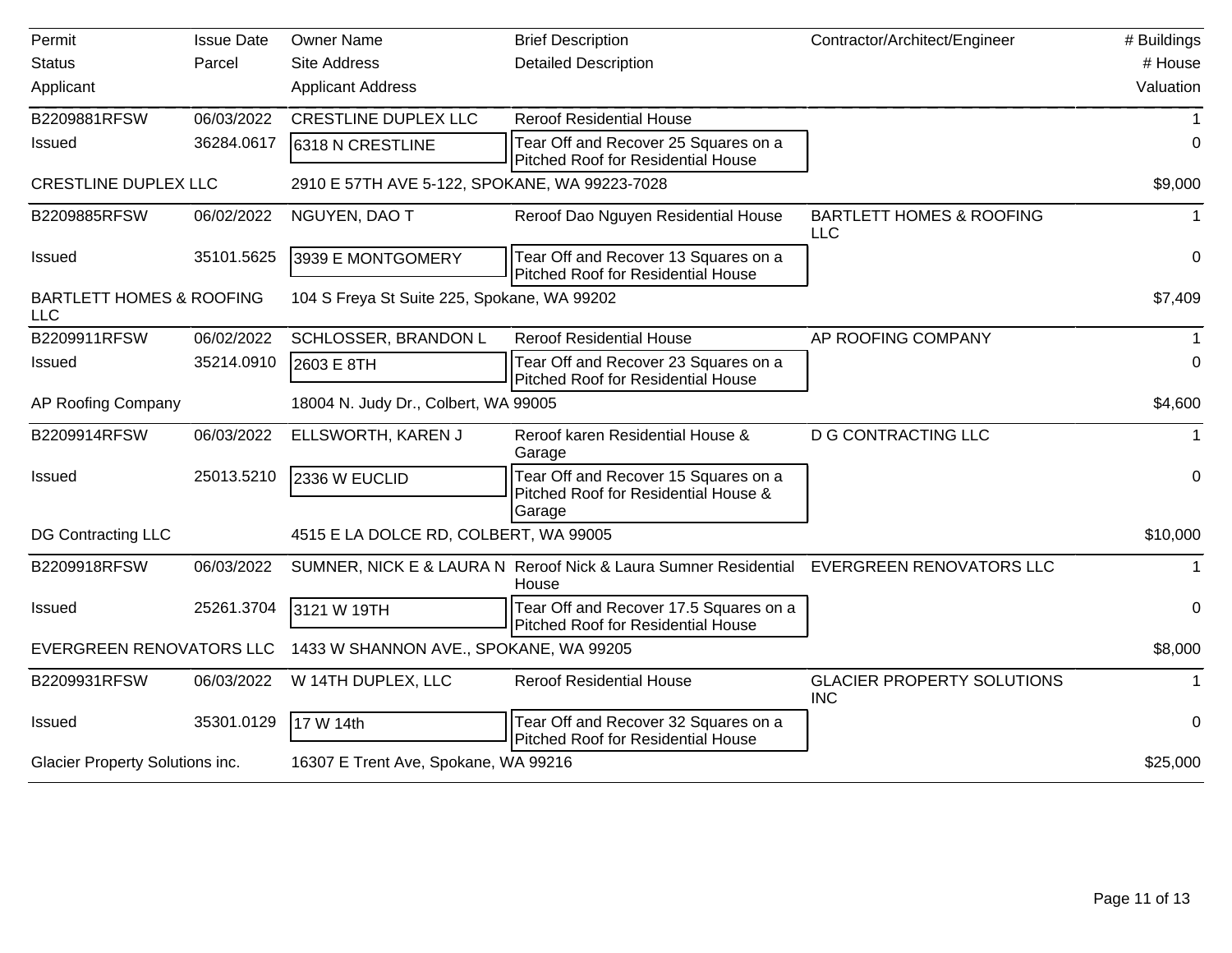| Permit | Issue Date | Owner Name | Brief Description | Contractor/Architect/Engineer | # Buildings |
|---|---|---|---|---|---|
| Status | Parcel | Site Address | Detailed Description | | # House |
| Applicant | | Applicant Address | | | Valuation |
| B2209881RFSW | 06/03/2022 | CRESTLINE DUPLEX LLC | Reroof Residential House | | 1 |
| Issued | 36284.0617 | 6318 N CRESTLINE | Tear Off and Recover 25 Squares on a Pitched Roof for Residential House | | 0 |
| CRESTLINE DUPLEX LLC | | 2910 E 57TH AVE 5-122, SPOKANE, WA 99223-7028 | | | $9,000 |
| B2209885RFSW | 06/02/2022 | NGUYEN, DAO T | Reroof Dao Nguyen Residential House | BARTLETT HOMES & ROOFING LLC | 1 |
| Issued | 35101.5625 | 3939 E MONTGOMERY | Tear Off and Recover 13 Squares on a Pitched Roof for Residential House | | 0 |
| BARTLETT HOMES & ROOFING LLC | | 104 S Freya St Suite 225, Spokane, WA 99202 | | | $7,409 |
| B2209911RFSW | 06/02/2022 | SCHLOSSER, BRANDON L | Reroof Residential House | AP ROOFING COMPANY | 1 |
| Issued | 35214.0910 | 2603 E 8TH | Tear Off and Recover 23 Squares on a Pitched Roof for Residential House | | 0 |
| AP Roofing Company | | 18004 N. Judy Dr., Colbert, WA 99005 | | | $4,600 |
| B2209914RFSW | 06/03/2022 | ELLSWORTH, KAREN J | Reroof karen Residential House & Garage | D G CONTRACTING LLC | 1 |
| Issued | 25013.5210 | 2336 W EUCLID | Tear Off and Recover 15 Squares on a Pitched Roof for Residential House & Garage | | 0 |
| DG Contracting LLC | | 4515 E LA DOLCE RD, COLBERT, WA 99005 | | | $10,000 |
| B2209918RFSW | 06/03/2022 | SUMNER, NICK E & LAURA N | Reroof Nick & Laura Sumner Residential House | EVERGREEN RENOVATORS LLC | 1 |
| Issued | 25261.3704 | 3121 W 19TH | Tear Off and Recover 17.5 Squares on a Pitched Roof for Residential House | | 0 |
| EVERGREEN RENOVATORS LLC | | 1433 W SHANNON AVE., SPOKANE, WA 99205 | | | $8,000 |
| B2209931RFSW | 06/03/2022 | W 14TH DUPLEX, LLC | Reroof Residential House | GLACIER PROPERTY SOLUTIONS INC | 1 |
| Issued | 35301.0129 | 17 W 14th | Tear Off and Recover 32 Squares on a Pitched Roof for Residential House | | 0 |
| Glacier Property Solutions inc. | | 16307 E Trent Ave, Spokane, WA 99216 | | | $25,000 |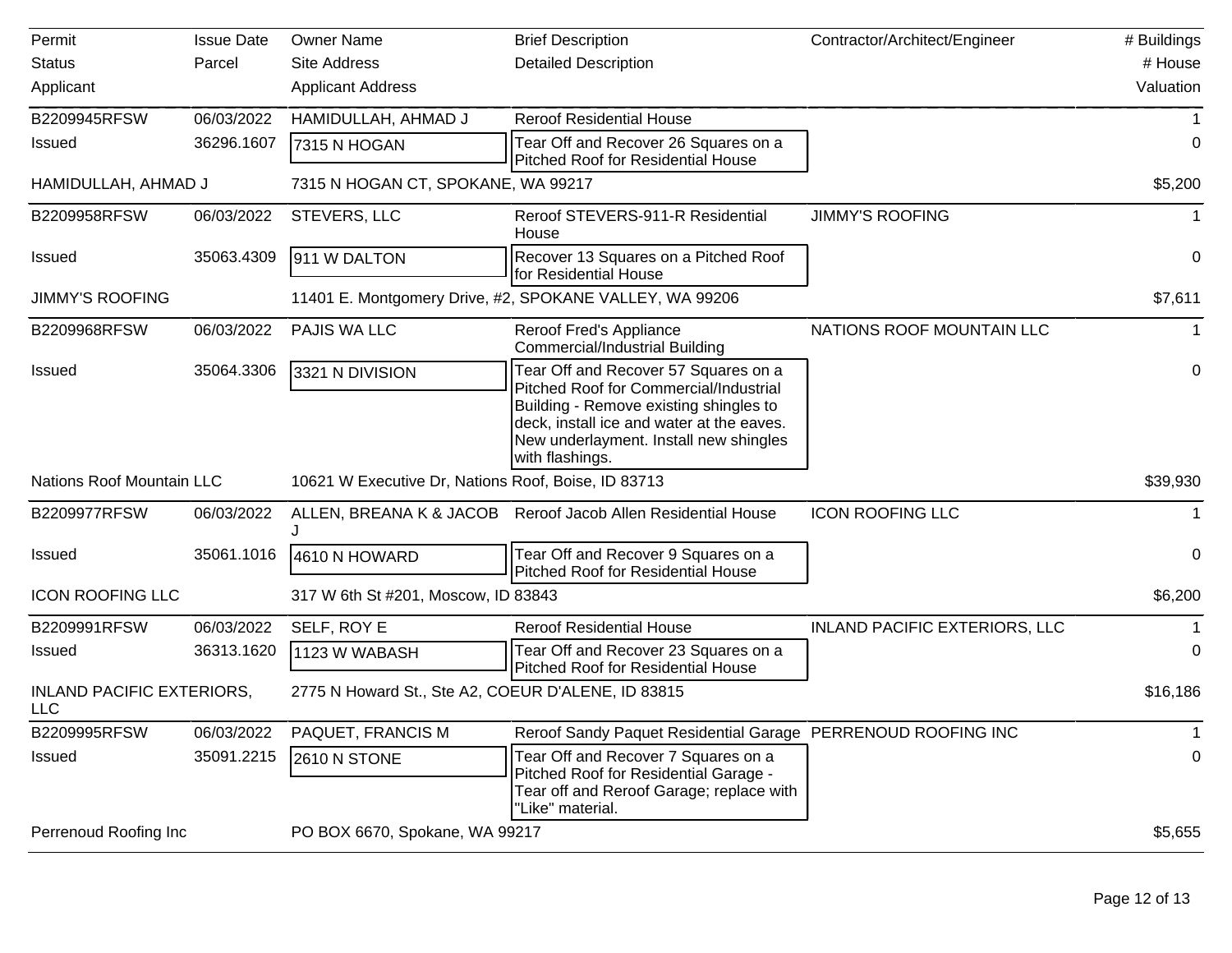| Permit<br>Status<br>Applicant | Issue Date<br>Parcel | Owner Name<br>Site Address<br>Applicant Address | Brief Description<br>Detailed Description | Contractor/Architect/Engineer | # Buildings<br># House<br>Valuation |
|---|---|---|---|---|---|
| B2209945RFSW | 06/03/2022 | HAMIDULLAH, AHMAD J | Reroof Residential House | | 1 |
| Issued | 36296.1607 | 7315 N HOGAN | Tear Off and Recover 26 Squares on a Pitched Roof for Residential House | | 0 |
| HAMIDULLAH, AHMAD J | | 7315 N HOGAN CT, SPOKANE, WA 99217 | | | $5,200 |
| B2209958RFSW | 06/03/2022 | STEVERS, LLC | Reroof STEVERS-911-R Residential House | JIMMY'S ROOFING | 1 |
| Issued | 35063.4309 | 911 W DALTON | Recover 13 Squares on a Pitched Roof for Residential House | | 0 |
| JIMMY'S ROOFING | | 11401 E. Montgomery Drive, #2, SPOKANE VALLEY, WA 99206 | | | $7,611 |
| B2209968RFSW | 06/03/2022 | PAJIS WA LLC | Reroof Fred's Appliance Commercial/Industrial Building | NATIONS ROOF MOUNTAIN LLC | 1 |
| Issued | 35064.3306 | 3321 N DIVISION | Tear Off and Recover 57 Squares on a Pitched Roof for Commercial/Industrial Building - Remove existing shingles to deck, install ice and water at the eaves. New underlayment. Install new shingles with flashings. | | 0 |
| Nations Roof Mountain LLC | | 10621 W Executive Dr, Nations Roof, Boise, ID 83713 | | | $39,930 |
| B2209977RFSW | 06/03/2022 | ALLEN, BREANA K & JACOB J | Reroof Jacob Allen Residential House | ICON ROOFING LLC | 1 |
| Issued | 35061.1016 | 4610 N HOWARD | Tear Off and Recover 9 Squares on a Pitched Roof for Residential House | | 0 |
| ICON ROOFING LLC | | 317 W 6th St #201, Moscow, ID 83843 | | | $6,200 |
| B2209991RFSW | 06/03/2022 | SELF, ROY E | Reroof Residential House | INLAND PACIFIC EXTERIORS, LLC | 1 |
| Issued | 36313.1620 | 1123 W WABASH | Tear Off and Recover 23 Squares on a Pitched Roof for Residential House | | 0 |
| INLAND PACIFIC EXTERIORS, LLC | | 2775 N Howard St., Ste A2, COEUR D'ALENE, ID 83815 | | | $16,186 |
| B2209995RFSW | 06/03/2022 | PAQUET, FRANCIS M | Reroof Sandy Paquet Residential Garage | PERRENOUD ROOFING INC | 1 |
| Issued | 35091.2215 | 2610 N STONE | Tear Off and Recover 7 Squares on a Pitched Roof for Residential Garage - Tear off and Reroof Garage; replace with "Like" material. | | 0 |
| Perrenoud Roofing Inc | | PO BOX 6670, Spokane, WA 99217 | | | $5,655 |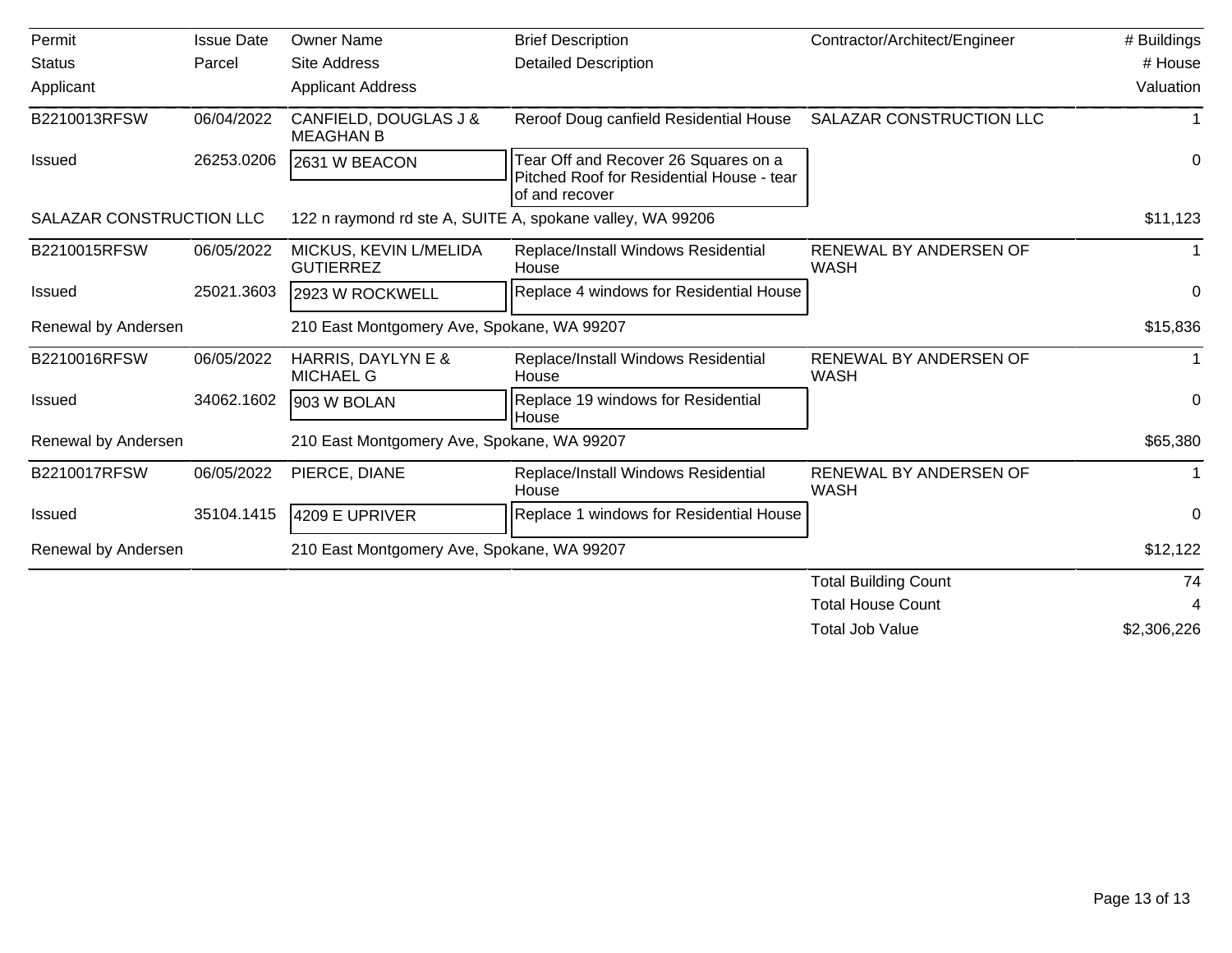| Permit<br>Status<br>Applicant | Issue Date<br>Parcel | Owner Name<br>Site Address<br>Applicant Address | Brief Description<br>Detailed Description | Contractor/Architect/Engineer | # Buildings<br># House<br>Valuation |
|---|---|---|---|---|---|
| B2210013RFSW | 06/04/2022 | CANFIELD, DOUGLAS J & MEAGHAN B | Reroof Doug canfield Residential House | SALAZAR CONSTRUCTION LLC | 1 |
| Issued | 26253.0206 | 2631 W BEACON | Tear Off and Recover 26 Squares on a Pitched Roof for Residential House - tear of and recover | | 0 |
| SALAZAR CONSTRUCTION LLC | | 122 n raymond rd ste A, SUITE A, spokane valley, WA 99206 | | | $11,123 |
| B2210015RFSW | 06/05/2022 | MICKUS, KEVIN L/MELIDA GUTIERREZ | Replace/Install Windows Residential House | RENEWAL BY ANDERSEN OF WASH | 1 |
| Issued | 25021.3603 | 2923 W ROCKWELL | Replace 4 windows for Residential House | | 0 |
| Renewal by Andersen | | 210 East Montgomery Ave, Spokane, WA 99207 | | | $15,836 |
| B2210016RFSW | 06/05/2022 | HARRIS, DAYLYN E & MICHAEL G | Replace/Install Windows Residential House | RENEWAL BY ANDERSEN OF WASH | 1 |
| Issued | 34062.1602 | 903 W BOLAN | Replace 19 windows for Residential House | | 0 |
| Renewal by Andersen | | 210 East Montgomery Ave, Spokane, WA 99207 | | | $65,380 |
| B2210017RFSW | 06/05/2022 | PIERCE, DIANE | Replace/Install Windows Residential House | RENEWAL BY ANDERSEN OF WASH | 1 |
| Issued | 35104.1415 | 4209 E UPRIVER | Replace 1 windows for Residential House | | 0 |
| Renewal by Andersen | | 210 East Montgomery Ave, Spokane, WA 99207 | | | $12,122 |
| | | | | Total Building Count | 74 |
| | | | | Total House Count | 4 |
| | | | | Total Job Value | $2,306,226 |